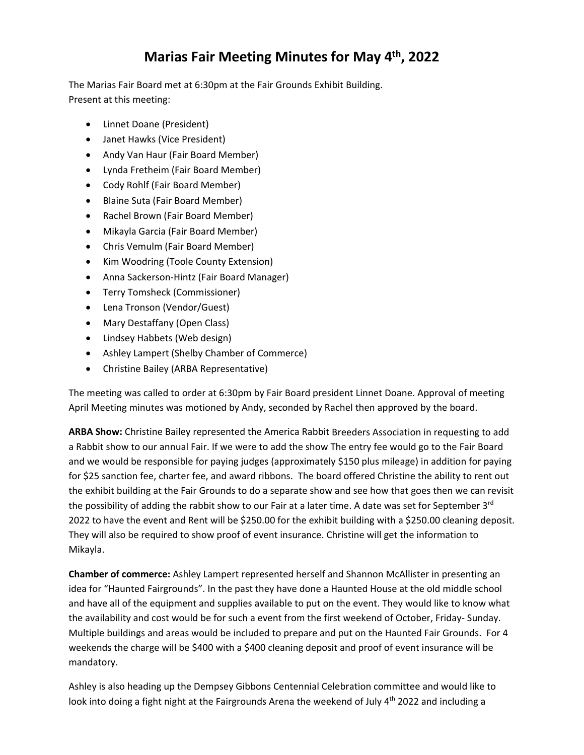# Marias Fair Meeting Minutes for May 4th, 2022

The Marias Fair Board met at 6:30pm at the Fair Grounds Exhibit Building.
Present at this meeting:

- Linnet Doane (President)
- Janet Hawks (Vice President)
- Andy Van Haur (Fair Board Member)
- Lynda Fretheim (Fair Board Member)
- Cody Rohlf (Fair Board Member)
- Blaine Suta (Fair Board Member)
- Rachel Brown (Fair Board Member)
- Mikayla Garcia (Fair Board Member)
- Chris Vemulm (Fair Board Member)
- Kim Woodring (Toole County Extension)
- Anna Sackerson-Hintz (Fair Board Manager)
- Terry Tomsheck (Commissioner)
- Lena Tronson (Vendor/Guest)
- Mary Destaffany (Open Class)
- Lindsey Habbets (Web design)
- Ashley Lampert (Shelby Chamber of Commerce)
- Christine Bailey (ARBA Representative)

The meeting was called to order at 6:30pm by Fair Board president Linnet Doane. Approval of meeting April Meeting minutes was motioned by Andy, seconded by Rachel then approved by the board.

**ARBA Show:** Christine Bailey represented the America Rabbit Breeders Association in requesting to add a Rabbit show to our annual Fair. If we were to add the show The entry fee would go to the Fair Board and we would be responsible for paying judges (approximately $150 plus mileage) in addition for paying for $25 sanction fee, charter fee, and award ribbons. The board offered Christine the ability to rent out the exhibit building at the Fair Grounds to do a separate show and see how that goes then we can revisit the possibility of adding the rabbit show to our Fair at a later time. A date was set for September 3rd 2022 to have the event and Rent will be $250.00 for the exhibit building with a $250.00 cleaning deposit. They will also be required to show proof of event insurance. Christine will get the information to Mikayla.

**Chamber of commerce:** Ashley Lampert represented herself and Shannon McAllister in presenting an idea for "Haunted Fairgrounds". In the past they have done a Haunted House at the old middle school and have all of the equipment and supplies available to put on the event. They would like to know what the availability and cost would be for such a event from the first weekend of October, Friday- Sunday. Multiple buildings and areas would be included to prepare and put on the Haunted Fair Grounds. For 4 weekends the charge will be $400 with a $400 cleaning deposit and proof of event insurance will be mandatory.

Ashley is also heading up the Dempsey Gibbons Centennial Celebration committee and would like to look into doing a fight night at the Fairgrounds Arena the weekend of July 4th 2022 and including a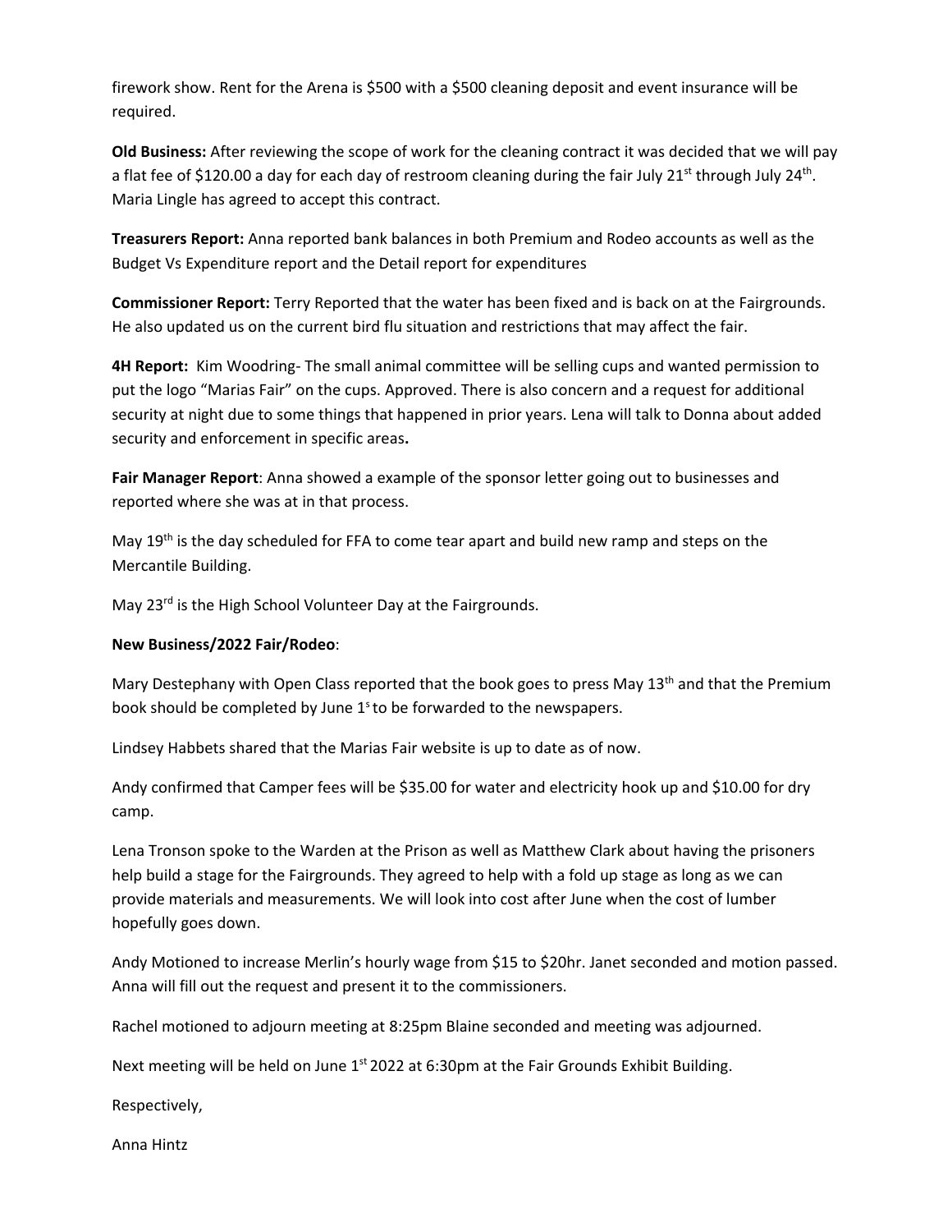firework show. Rent for the Arena is $500 with a $500 cleaning deposit and event insurance will be required.

**Old Business:** After reviewing the scope of work for the cleaning contract it was decided that we will pay a flat fee of $120.00 a day for each day of restroom cleaning during the fair July 21st through July 24th. Maria Lingle has agreed to accept this contract.

**Treasurers Report:** Anna reported bank balances in both Premium and Rodeo accounts as well as the Budget Vs Expenditure report and the Detail report for expenditures

**Commissioner Report:** Terry Reported that the water has been fixed and is back on at the Fairgrounds. He also updated us on the current bird flu situation and restrictions that may affect the fair.

**4H Report:** Kim Woodring- The small animal committee will be selling cups and wanted permission to put the logo "Marias Fair" on the cups. Approved. There is also concern and a request for additional security at night due to some things that happened in prior years. Lena will talk to Donna about added security and enforcement in specific areas**.**

**Fair Manager Report**: Anna showed a example of the sponsor letter going out to businesses and reported where she was at in that process.

May 19th is the day scheduled for FFA to come tear apart and build new ramp and steps on the Mercantile Building.

May 23rd is the High School Volunteer Day at the Fairgrounds.

**New Business/2022 Fair/Rodeo**:

Mary Destephany with Open Class reported that the book goes to press May 13th and that the Premium book should be completed by June 1s to be forwarded to the newspapers.

Lindsey Habbets shared that the Marias Fair website is up to date as of now.

Andy confirmed that Camper fees will be $35.00 for water and electricity hook up and $10.00 for dry camp.

Lena Tronson spoke to the Warden at the Prison as well as Matthew Clark about having the prisoners help build a stage for the Fairgrounds. They agreed to help with a fold up stage as long as we can provide materials and measurements. We will look into cost after June when the cost of lumber hopefully goes down.

Andy Motioned to increase Merlin's hourly wage from $15 to $20hr. Janet seconded and motion passed. Anna will fill out the request and present it to the commissioners.

Rachel motioned to adjourn meeting at 8:25pm Blaine seconded and meeting was adjourned.

Next meeting will be held on June 1st 2022 at 6:30pm at the Fair Grounds Exhibit Building.

Respectively,

Anna Hintz